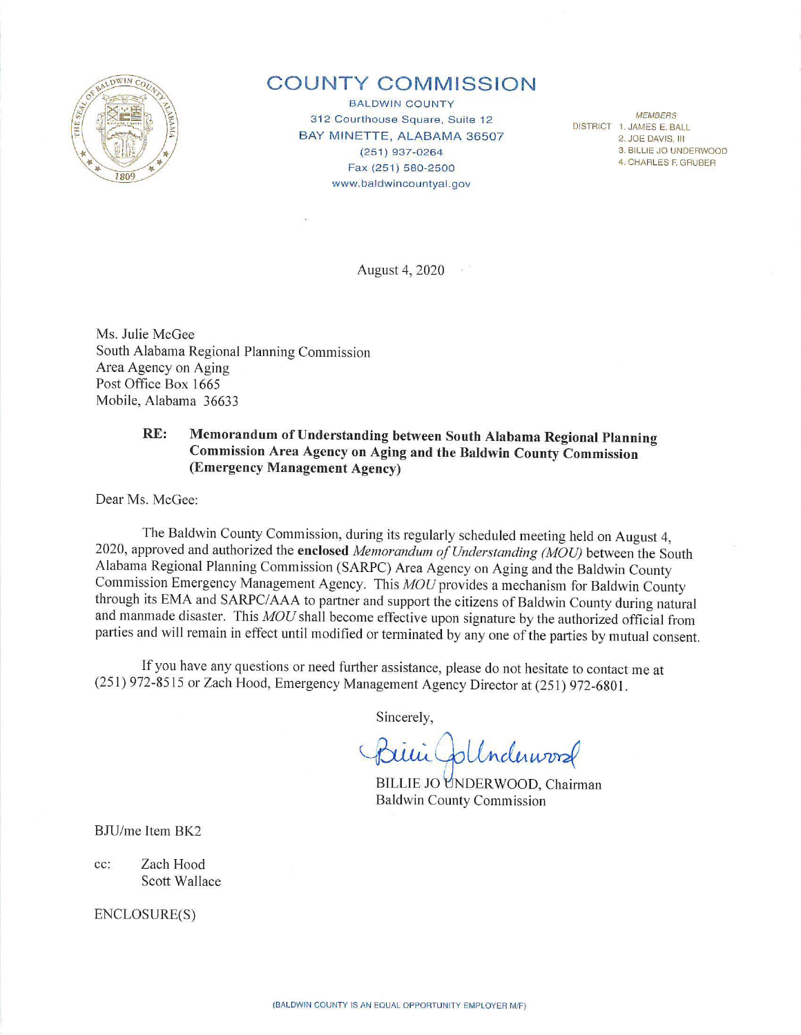# COUNTY COMMISSION

BALDWIN COUNTY
312 Courthouse Square, Suite 12
BAY MINETTE, ALABAMA 36507
(251) 937-0264
Fax (251) 580-2500
www.baldwincountyal.gov

*MEMBERS*
DISTRICT 1. JAMES E. BALL
2. JOE DAVIS, III
3. BILLIE JO UNDERWOOD
4. CHARLES F. GRUBER

August 4, 2020

Ms. Julie McGee
South Alabama Regional Planning Commission
Area Agency on Aging
Post Office Box 1665
Mobile, Alabama 36633

**RE: Memorandum of Understanding between South Alabama Regional Planning Commission Area Agency on Aging and the Baldwin County Commission (Emergency Management Agency)**

Dear Ms. McGee:

The Baldwin County Commission, during its regularly scheduled meeting held on August 4, 2020, approved and authorized the **enclosed** *Memorandum of Understanding (MOU)* between the South Alabama Regional Planning Commission (SARPC) Area Agency on Aging and the Baldwin County Commission Emergency Management Agency. This *MOU* provides a mechanism for Baldwin County through its EMA and SARPC/AAA to partner and support the citizens of Baldwin County during natural and manmade disaster. This *MOU* shall become effective upon signature by the authorized official from parties and will remain in effect until modified or terminated by any one of the parties by mutual consent.

If you have any questions or need further assistance, please do not hesitate to contact me at (251) 972-8515 or Zach Hood, Emergency Management Agency Director at (251) 972-6801.

Sincerely,

BILLIE JO UNDERWOOD, Chairman
Baldwin County Commission

BJU/me Item BK2

cc: Zach Hood
Scott Wallace

ENCLOSURE(S)

(BALDWIN COUNTY IS AN EQUAL OPPORTUNITY EMPLOYER M/F)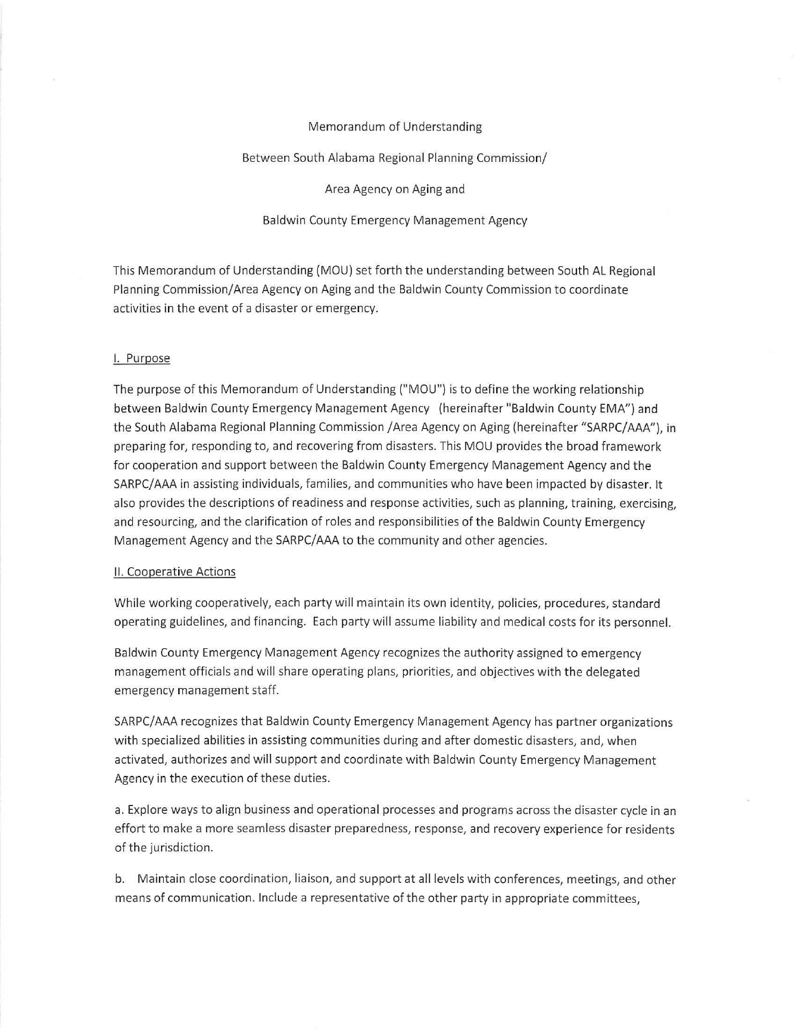Memorandum of Understanding

Between South Alabama Regional Planning Commission/

Area Agency on Aging and

Baldwin County Emergency Management Agency

This Memorandum of Understanding (MOU) set forth the understanding between South AL Regional Planning Commission/Area Agency on Aging and the Baldwin County Commission to coordinate activities in the event of a disaster or emergency.

I. Purpose

The purpose of this Memorandum of Understanding ("MOU") is to define the working relationship between Baldwin County Emergency Management Agency (hereinafter "Baldwin County EMA") and the South Alabama Regional Planning Commission /Area Agency on Aging (hereinafter "SARPC/AAA"), in preparing for, responding to, and recovering from disasters. This MOU provides the broad framework for cooperation and support between the Baldwin County Emergency Management Agency and the SARPC/AAA in assisting individuals, families, and communities who have been impacted by disaster. It also provides the descriptions of readiness and response activities, such as planning, training, exercising, and resourcing, and the clarification of roles and responsibilities of the Baldwin County Emergency Management Agency and the SARPC/AAA to the community and other agencies.

II. Cooperative Actions

While working cooperatively, each party will maintain its own identity, policies, procedures, standard operating guidelines, and financing. Each party will assume liability and medical costs for its personnel.

Baldwin County Emergency Management Agency recognizes the authority assigned to emergency management officials and will share operating plans, priorities, and objectives with the delegated emergency management staff.

SARPC/AAA recognizes that Baldwin County Emergency Management Agency has partner organizations with specialized abilities in assisting communities during and after domestic disasters, and, when activated, authorizes and will support and coordinate with Baldwin County Emergency Management Agency in the execution of these duties.

a. Explore ways to align business and operational processes and programs across the disaster cycle in an effort to make a more seamless disaster preparedness, response, and recovery experience for residents of the jurisdiction.

b. Maintain close coordination, liaison, and support at all levels with conferences, meetings, and other means of communication. Include a representative of the other party in appropriate committees,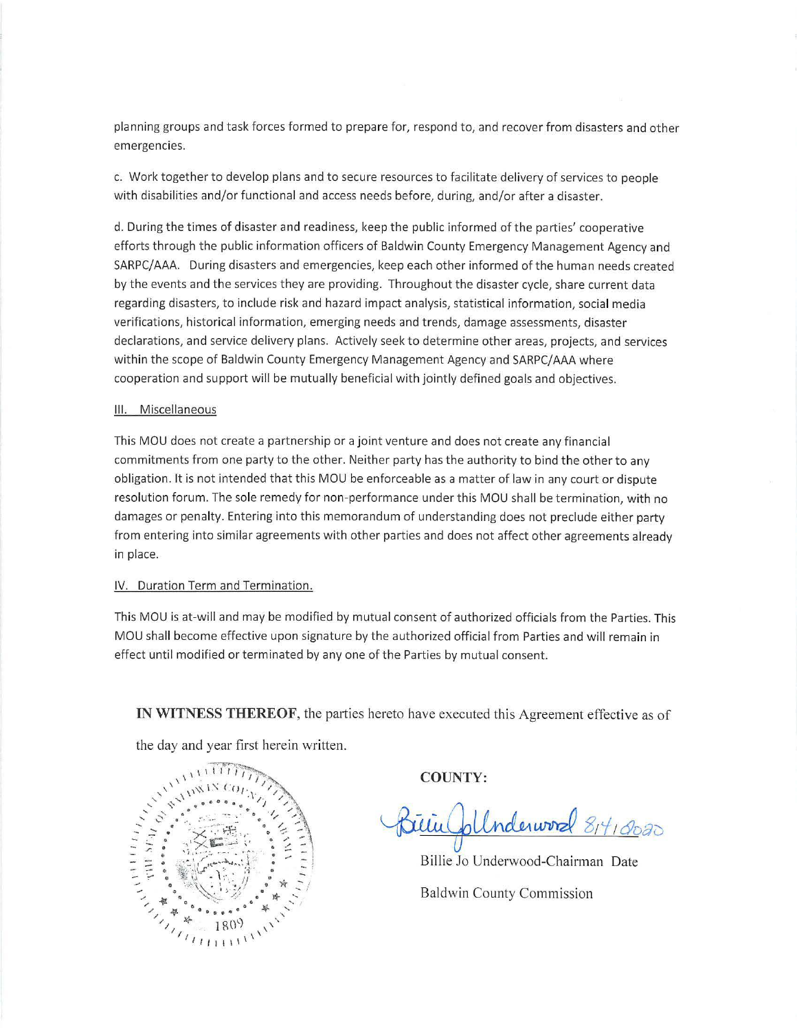planning groups and task forces formed to prepare for, respond to, and recover from disasters and other emergencies.

c. Work together to develop plans and to secure resources to facilitate delivery of services to people with disabilities and/or functional and access needs before, during, and/or after a disaster.

d. During the times of disaster and readiness, keep the public informed of the parties' cooperative efforts through the public information officers of Baldwin County Emergency Management Agency and SARPC/AAA. During disasters and emergencies, keep each other informed of the human needs created by the events and the services they are providing. Throughout the disaster cycle, share current data regarding disasters, to include risk and hazard impact analysis, statistical information, social media verifications, historical information, emerging needs and trends, damage assessments, disaster declarations, and service delivery plans. Actively seek to determine other areas, projects, and services within the scope of Baldwin County Emergency Management Agency and SARPC/AAA where cooperation and support will be mutually beneficial with jointly defined goals and objectives.

III. Miscellaneous

This MOU does not create a partnership or a joint venture and does not create any financial commitments from one party to the other. Neither party has the authority to bind the other to any obligation. It is not intended that this MOU be enforceable as a matter of law in any court or dispute resolution forum. The sole remedy for non-performance under this MOU shall be termination, with no damages or penalty. Entering into this memorandum of understanding does not preclude either party from entering into similar agreements with other parties and does not affect other agreements already in place.

IV. Duration Term and Termination.

This MOU is at-will and may be modified by mutual consent of authorized officials from the Parties. This MOU shall become effective upon signature by the authorized official from Parties and will remain in effect until modified or terminated by any one of the Parties by mutual consent.

**IN WITNESS THEREOF**, the parties hereto have executed this Agreement effective as of the day and year first herein written.

THE SEAL OF BALDWIN COUNTY 1809

**COUNTY:**

Billie Jo Underwood 8/4/2020

Billie Jo Underwood-Chairman Date

Baldwin County Commission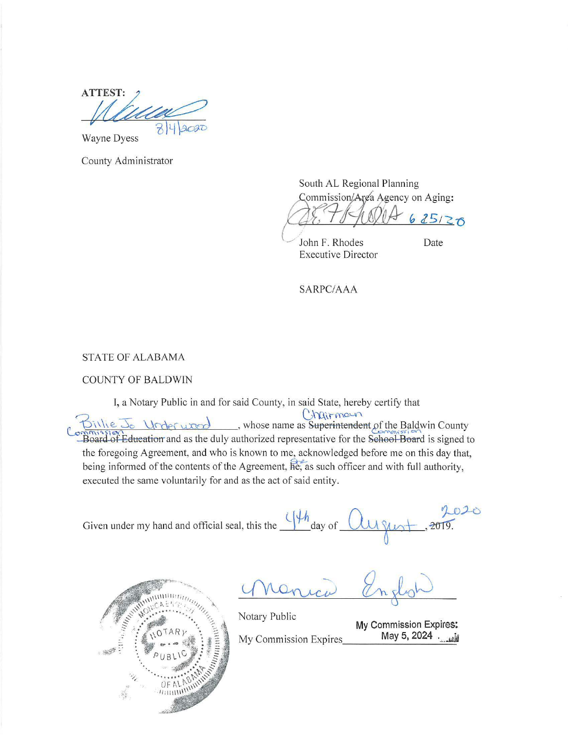**ATTEST:**

Wayne Dyess 8/4/2020

County Administrator

South AL Regional Planning
Commission/Area Agency on Aging:

John F. Rhodes 6/25/20
Executive Director

Date

SARPC/AAA

STATE OF ALABAMA

COUNTY OF BALDWIN

I, a Notary Public in and for said County, in said State, hereby certify that Billie Jo Underwood, whose name as ~~Superintendent~~ Chairman of the Baldwin County ~~Board of Education~~ Commission and as the duly authorized representative for the ~~School Board~~ Commission is signed to the foregoing Agreement, and who is known to me, acknowledged before me on this day that, being informed of the contents of the Agreement, ~~he~~ she, as such officer and with full authority, executed the same voluntarily for and as the act of said entity.

Given under my hand and official seal, this the 4th day of August, ~~2019~~ 2020.

Monica English

Notary Public

My Commission Expires: My Commission Expires: May 5, 2024